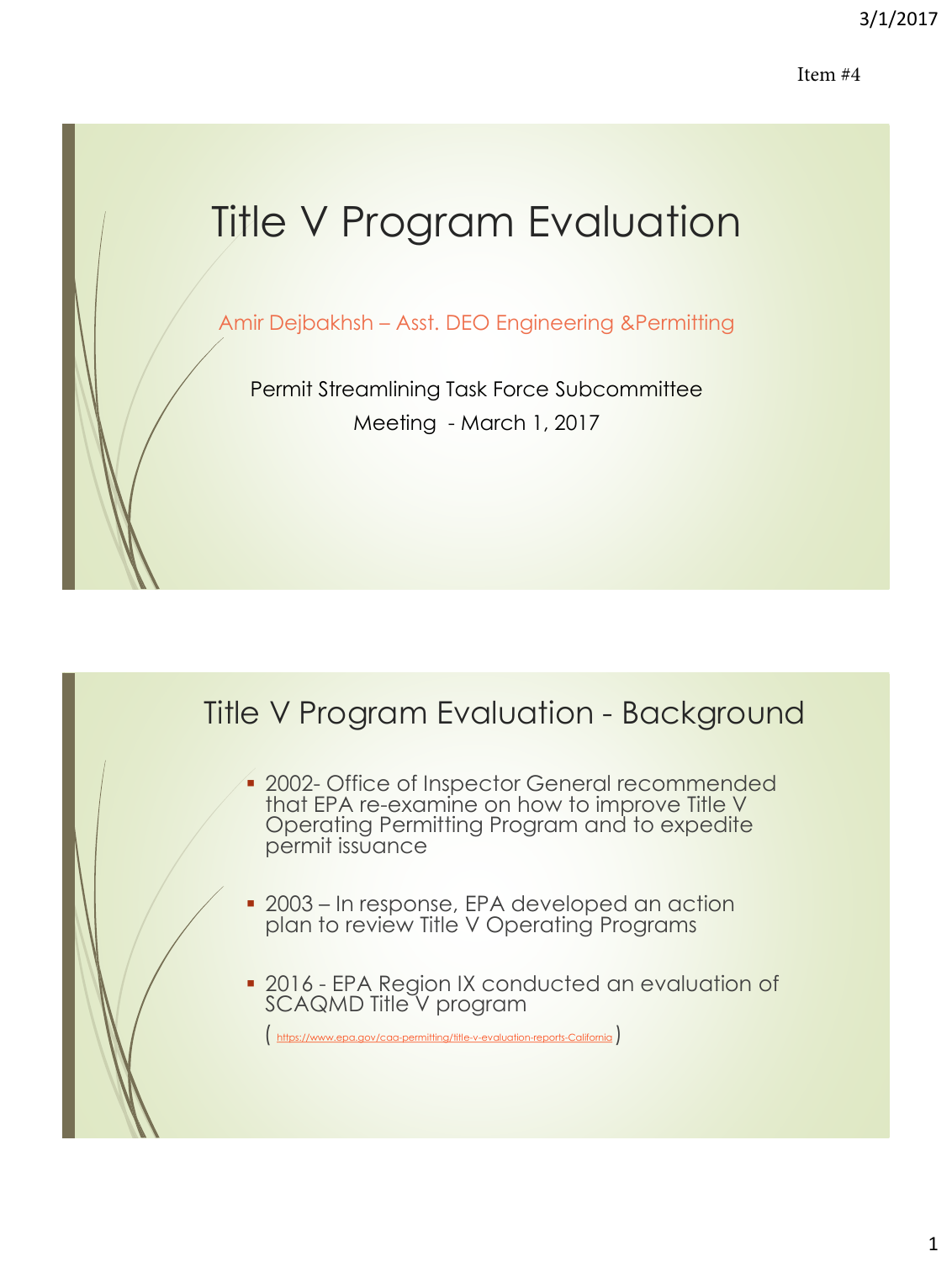Item #4

# Title V Program Evaluation

Amir Dejbakhsh – Asst. DEO Engineering &Permitting

Permit Streamlining Task Force Subcommittee
Meeting - March 1, 2017

## Title V Program Evaluation - Background

- 2002- Office of Inspector General recommended that EPA re-examine on how to improve Title V Operating Permitting Program and to expedite permit issuance
- 2003 – In response, EPA developed an action plan to review Title V Operating Programs
- 2016 - EPA Region IX conducted an evaluation of SCAQMD Title V program

  ( https://www.epa.gov/caa-permitting/title-v-evaluation-reports-California )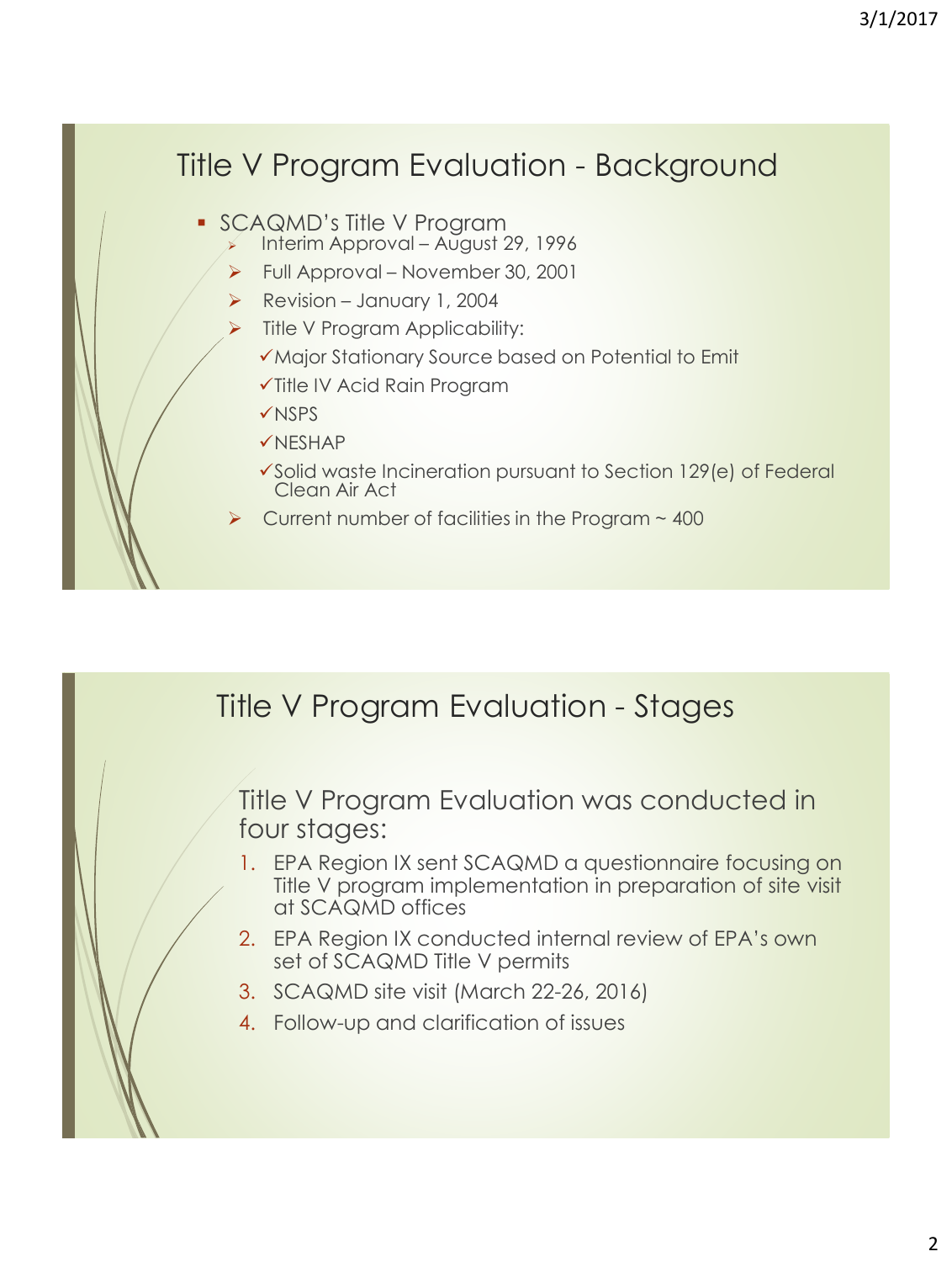## Title V Program Evaluation - Background

- SCAQMD's Title V Program
  - Interim Approval – August 29, 1996
  - Full Approval – November 30, 2001
  - Revision – January 1, 2004
  - Title V Program Applicability:
    - ✓Major Stationary Source based on Potential to Emit
    - ✓Title IV Acid Rain Program
    - ✓NSPS
    - ✓NESHAP
    - ✓Solid waste Incineration pursuant to Section 129(e) of Federal Clean Air Act
  - Current number of facilities in the Program ~ 400

## Title V Program Evaluation - Stages

Title V Program Evaluation was conducted in four stages:

1. EPA Region IX sent SCAQMD a questionnaire focusing on Title V program implementation in preparation of site visit at SCAQMD offices
2. EPA Region IX conducted internal review of EPA's own set of SCAQMD Title V permits
3. SCAQMD site visit (March 22-26, 2016)
4. Follow-up and clarification of issues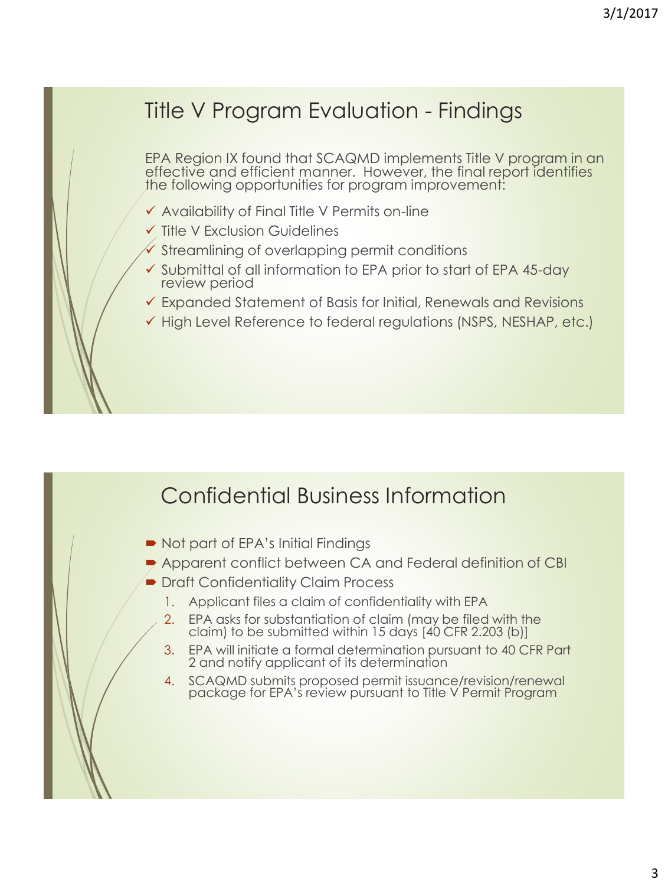## Title V Program Evaluation - Findings

EPA Region IX found that SCAQMD implements Title V program in an effective and efficient manner. However, the final report identifies the following opportunities for program improvement:

- ✓ Availability of Final Title V Permits on-line
- ✓ Title V Exclusion Guidelines
- ✓ Streamlining of overlapping permit conditions
- ✓ Submittal of all information to EPA prior to start of EPA 45-day review period
- ✓ Expanded Statement of Basis for Initial, Renewals and Revisions
- ✓ High Level Reference to federal regulations (NSPS, NESHAP, etc.)

## Confidential Business Information

- Not part of EPA's Initial Findings
- Apparent conflict between CA and Federal definition of CBI
- Draft Confidentiality Claim Process
  1. Applicant files a claim of confidentiality with EPA
  2. EPA asks for substantiation of claim (may be filed with the claim) to be submitted within 15 days [40 CFR 2.203 (b)]
  3. EPA will initiate a formal determination pursuant to 40 CFR Part 2 and notify applicant of its determination
  4. SCAQMD submits proposed permit issuance/revision/renewal package for EPA's review pursuant to Title V Permit Program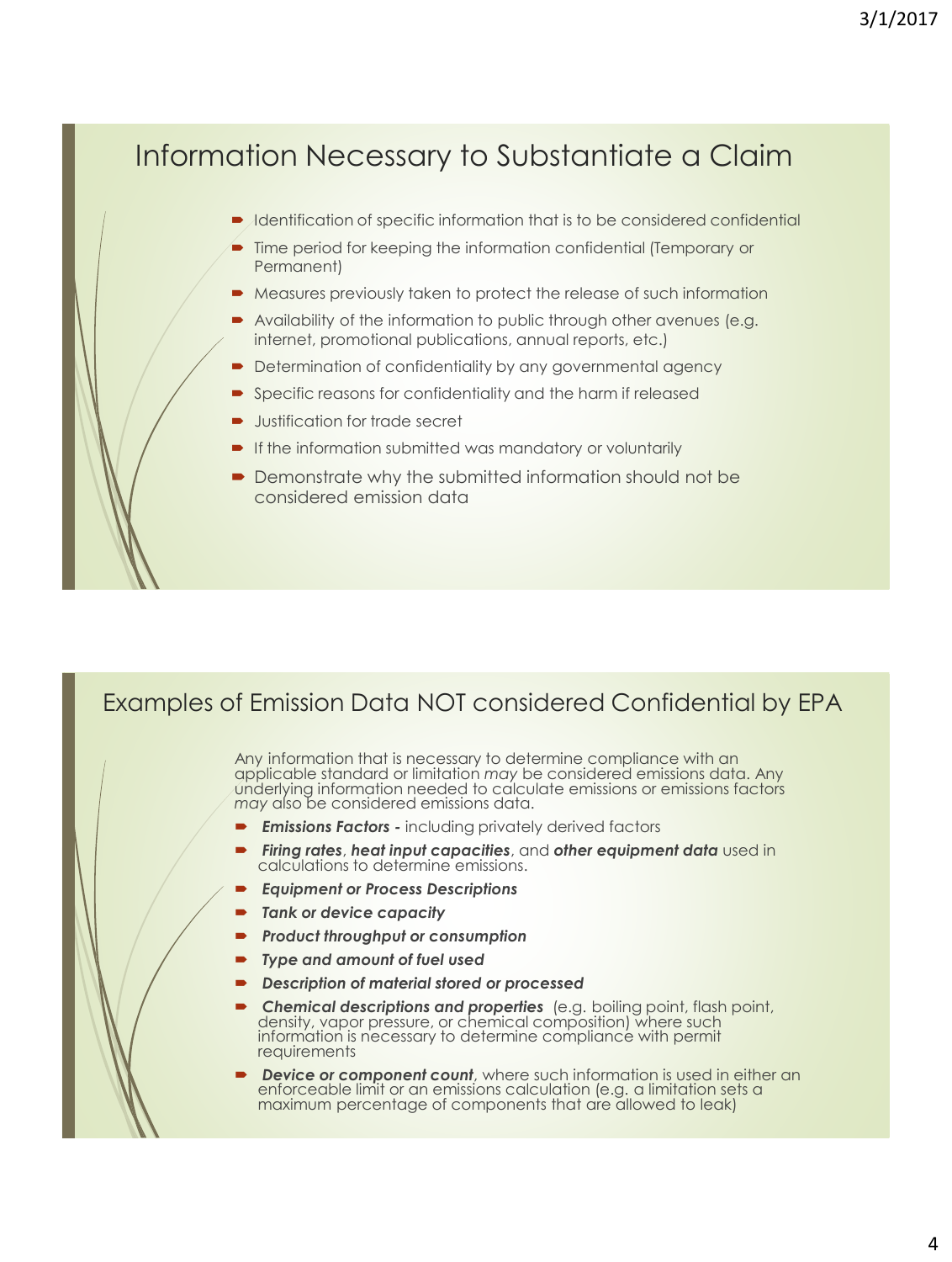## Information Necessary to Substantiate a Claim

- Identification of specific information that is to be considered confidential
- Time period for keeping the information confidential (Temporary or Permanent)
- Measures previously taken to protect the release of such information
- Availability of the information to public through other avenues (e.g. internet, promotional publications, annual reports, etc.)
- Determination of confidentiality by any governmental agency
- Specific reasons for confidentiality and the harm if released
- Justification for trade secret
- If the information submitted was mandatory or voluntarily
- Demonstrate why the submitted information should not be considered emission data

## Examples of Emission Data NOT considered Confidential by EPA

Any information that is necessary to determine compliance with an applicable standard or limitation *may* be considered emissions data. Any underlying information needed to calculate emissions or emissions factors *may* also be considered emissions data.

- ***Emissions Factors -*** including privately derived factors
- ***Firing rates***, ***heat input capacities***, and ***other equipment data*** used in calculations to determine emissions.
- ***Equipment or Process Descriptions***
- ***Tank or device capacity***
- ***Product throughput or consumption***
- ***Type and amount of fuel used***
- ***Description of material stored or processed***
- ***Chemical descriptions and properties*** (e.g. boiling point, flash point, density, vapor pressure, or chemical composition) where such information is necessary to determine compliance with permit requirements
- ***Device or component count***, where such information is used in either an enforceable limit or an emissions calculation (e.g. a limitation sets a maximum percentage of components that are allowed to leak)